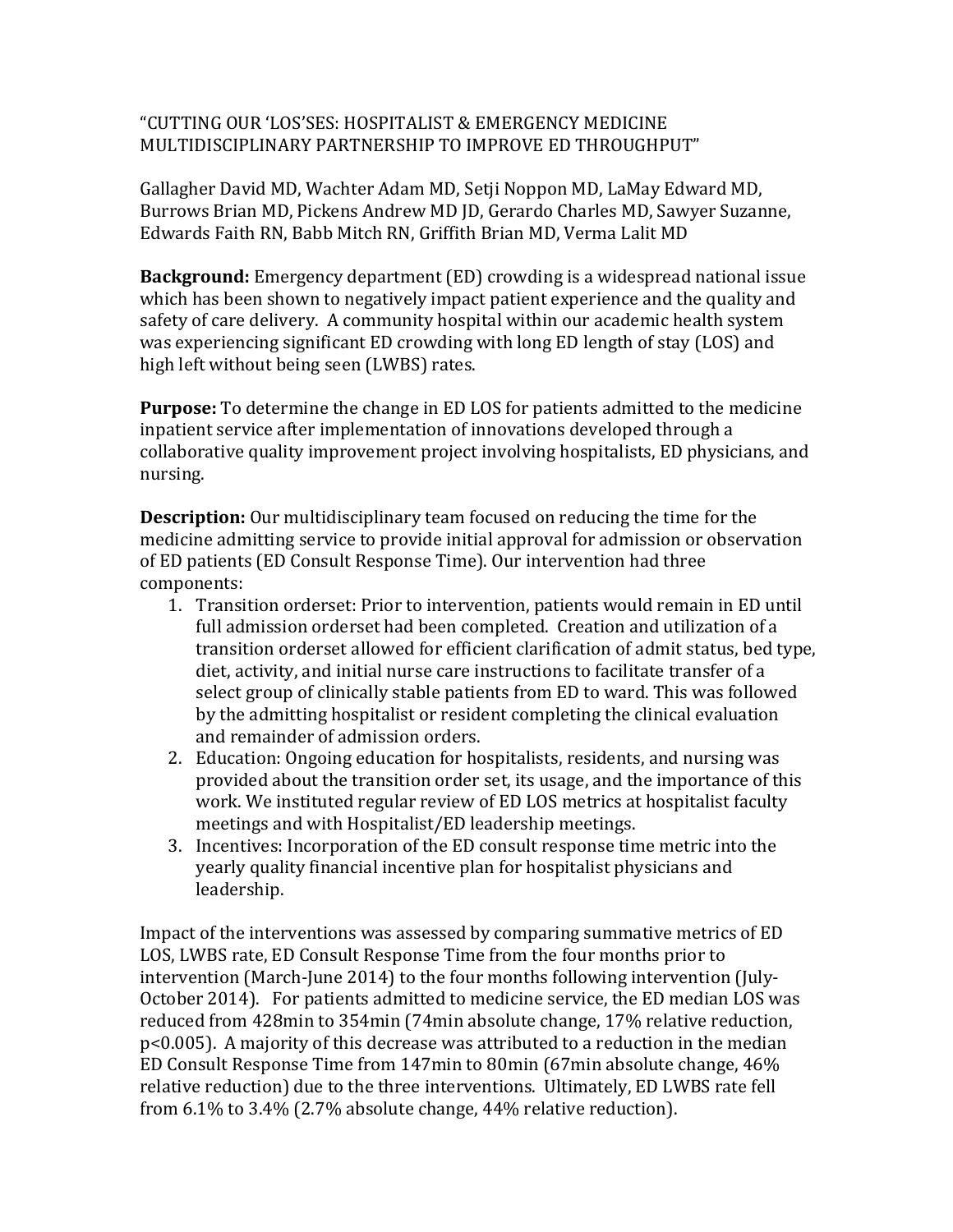# "CUTTING OUR 'LOS'SES: HOSPITALIST & EMERGENCY MEDICINE MULTIDISCIPLINARY PARTNERSHIP TO IMPROVE ED THROUGHPUT"

Gallagher David MD, Wachter Adam MD, Setji Noppon MD, LaMay Edward MD, Burrows Brian MD, Pickens Andrew MD JD, Gerardo Charles MD, Sawyer Suzanne, Edwards Faith RN, Babb Mitch RN, Griffith Brian MD, Verma Lalit MD

**Background:** Emergency department (ED) crowding is a widespread national issue which has been shown to negatively impact patient experience and the quality and safety of care delivery. A community hospital within our academic health system was experiencing significant ED crowding with long ED length of stay (LOS) and high left without being seen (LWBS) rates.

**Purpose:** To determine the change in ED LOS for patients admitted to the medicine inpatient service after implementation of innovations developed through a collaborative quality improvement project involving hospitalists, ED physicians, and nursing.

**Description:** Our multidisciplinary team focused on reducing the time for the medicine admitting service to provide initial approval for admission or observation of ED patients (ED Consult Response Time). Our intervention had three components:

1. Transition orderset: Prior to intervention, patients would remain in ED until full admission orderset had been completed. Creation and utilization of a transition orderset allowed for efficient clarification of admit status, bed type, diet, activity, and initial nurse care instructions to facilitate transfer of a select group of clinically stable patients from ED to ward. This was followed by the admitting hospitalist or resident completing the clinical evaluation and remainder of admission orders.
2. Education: Ongoing education for hospitalists, residents, and nursing was provided about the transition order set, its usage, and the importance of this work. We instituted regular review of ED LOS metrics at hospitalist faculty meetings and with Hospitalist/ED leadership meetings.
3. Incentives: Incorporation of the ED consult response time metric into the yearly quality financial incentive plan for hospitalist physicians and leadership.

Impact of the interventions was assessed by comparing summative metrics of ED LOS, LWBS rate, ED Consult Response Time from the four months prior to intervention (March-June 2014) to the four months following intervention (July-October 2014). For patients admitted to medicine service, the ED median LOS was reduced from 428min to 354min (74min absolute change, 17% relative reduction, $p<0.005$). A majority of this decrease was attributed to a reduction in the median ED Consult Response Time from 147min to 80min (67min absolute change, 46% relative reduction) due to the three interventions. Ultimately, ED LWBS rate fell from 6.1% to 3.4% (2.7% absolute change, 44% relative reduction).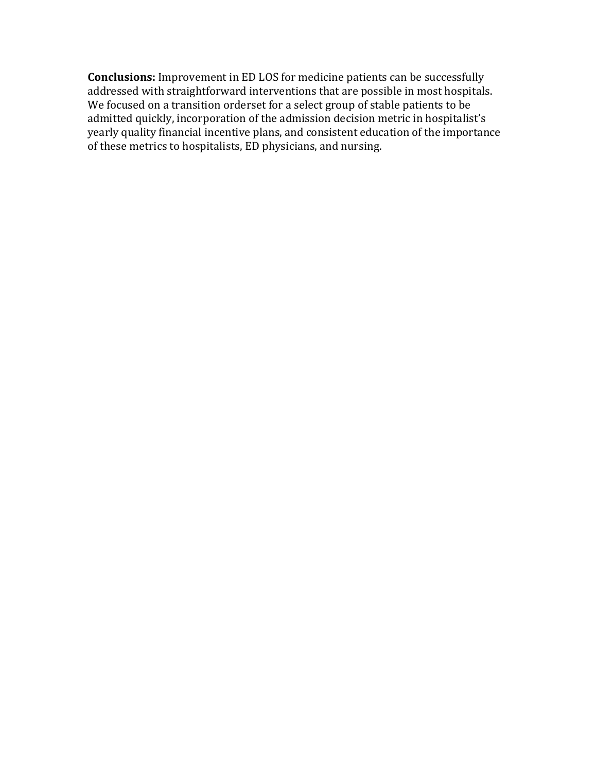**Conclusions:** Improvement in ED LOS for medicine patients can be successfully addressed with straightforward interventions that are possible in most hospitals. We focused on a transition orderset for a select group of stable patients to be admitted quickly, incorporation of the admission decision metric in hospitalist's yearly quality financial incentive plans, and consistent education of the importance of these metrics to hospitalists, ED physicians, and nursing.